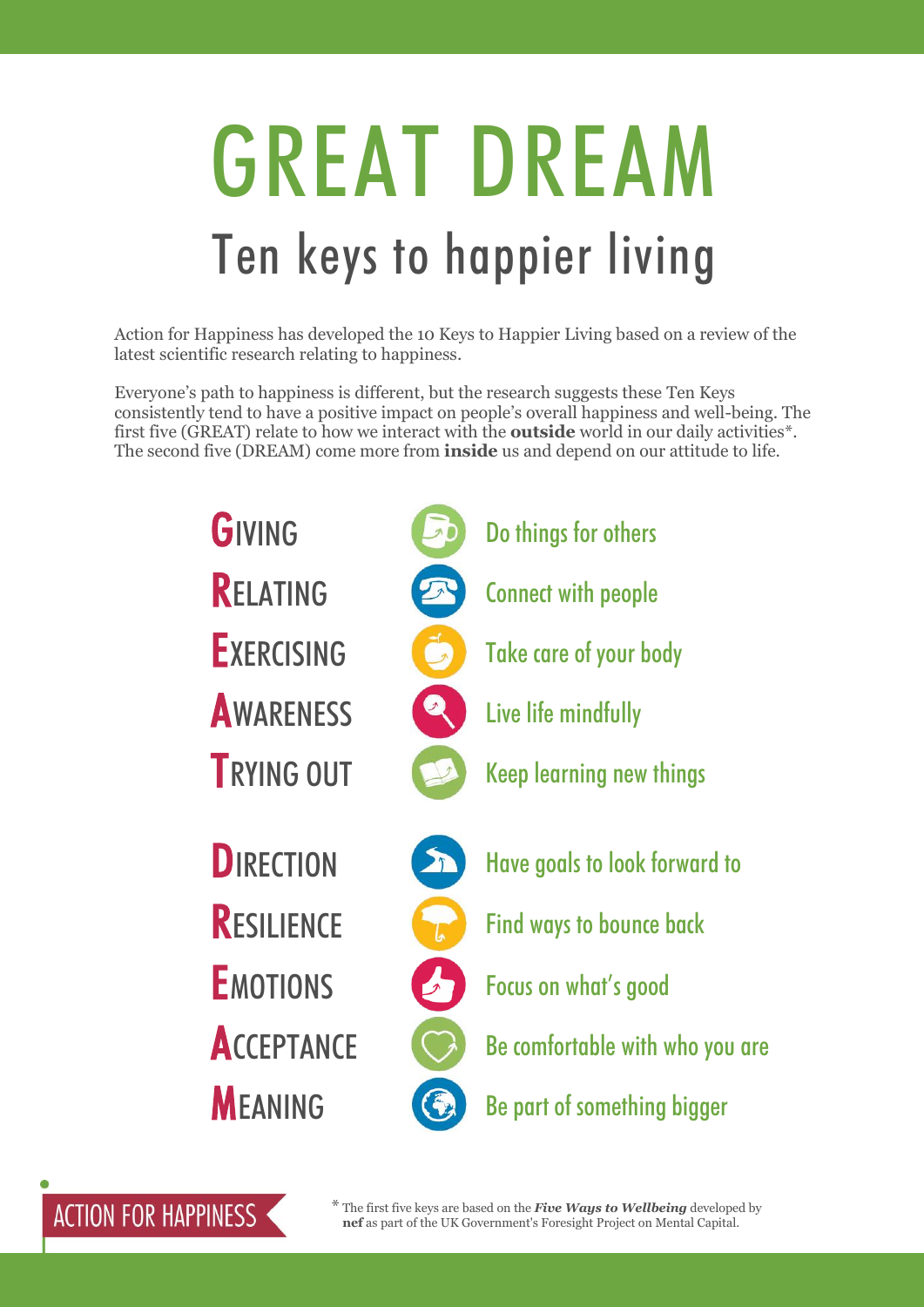# GREAT DREAM

## Ten keys to happier living

Action for Happiness has developed the 10 Keys to Happier Living based on a review of the latest scientific research relating to happiness.

Everyone's path to happiness is different, but the research suggests these Ten Keys consistently tend to have a positive impact on people's overall happiness and well-being. The first five (GREAT) relate to how we interact with the **outside** world in our daily activities*. The second five (DREAM) come more from **inside** us and depend on our attitude to life.

- **G**IVING — Do things for others
- **R**ELATING — Connect with people
- **E**XERCISING — Take care of your body
- **A**WARENESS — Live life mindfully
- **T**RYING OUT — Keep learning new things

- **D**IRECTION — Have goals to look forward to
- **R**ESILIENCE — Find ways to bounce back
- **E**MOTIONS — Focus on what's good
- **A**CCEPTANCE — Be comfortable with who you are
- **M**EANING — Be part of something bigger

ACTION FOR HAPPINESS

* The first five keys are based on the ***Five Ways to Wellbeing*** developed by **nef** as part of the UK Government's Foresight Project on Mental Capital.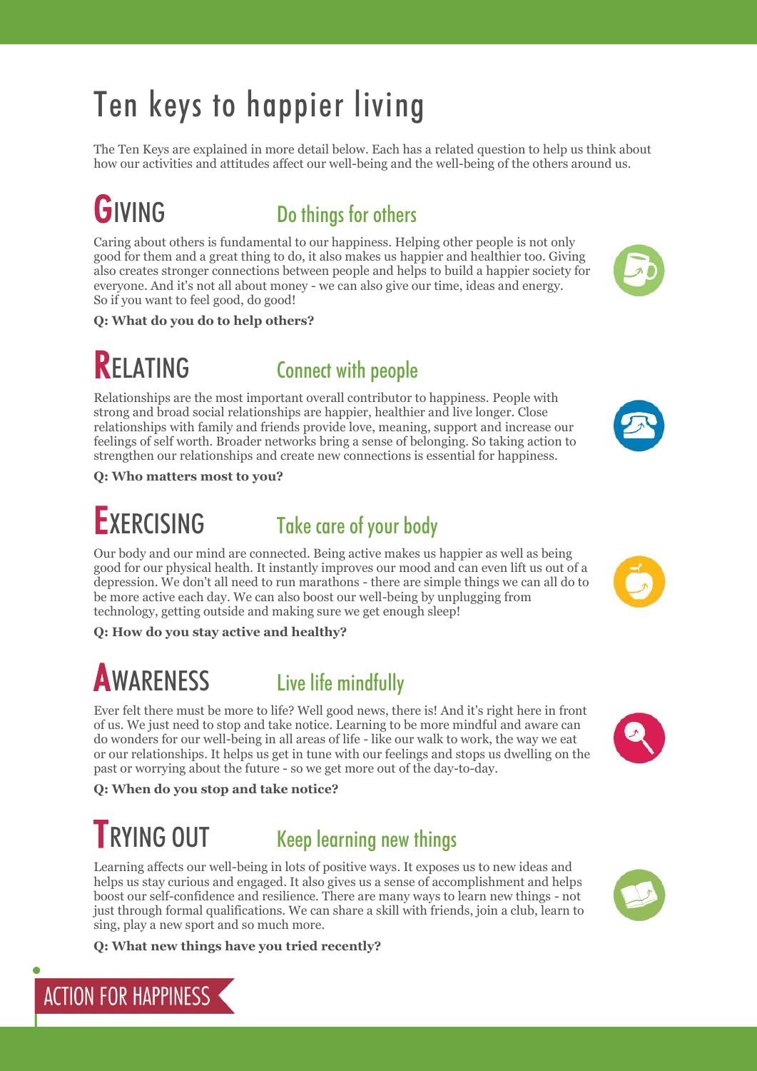# Ten keys to happier living

The Ten Keys are explained in more detail below. Each has a related question to help us think about how our activities and attitudes affect our well-being and the well-being of the others around us.

## GIVING — Do things for others

Caring about others is fundamental to our happiness. Helping other people is not only good for them and a great thing to do, it also makes us happier and healthier too. Giving also creates stronger connections between people and helps to build a happier society for everyone. And it's not all about money - we can also give our time, ideas and energy. So if you want to feel good, do good!

**Q: What do you do to help others?**

## RELATING — Connect with people

Relationships are the most important overall contributor to happiness. People with strong and broad social relationships are happier, healthier and live longer. Close relationships with family and friends provide love, meaning, support and increase our feelings of self worth. Broader networks bring a sense of belonging. So taking action to strengthen our relationships and create new connections is essential for happiness.

**Q: Who matters most to you?**

## EXERCISING — Take care of your body

Our body and our mind are connected. Being active makes us happier as well as being good for our physical health. It instantly improves our mood and can even lift us out of a depression. We don't all need to run marathons - there are simple things we can all do to be more active each day. We can also boost our well-being by unplugging from technology, getting outside and making sure we get enough sleep!

**Q: How do you stay active and healthy?**

## AWARENESS — Live life mindfully

Ever felt there must be more to life? Well good news, there is! And it's right here in front of us. We just need to stop and take notice. Learning to be more mindful and aware can do wonders for our well-being in all areas of life - like our walk to work, the way we eat or our relationships. It helps us get in tune with our feelings and stops us dwelling on the past or worrying about the future - so we get more out of the day-to-day.

**Q: When do you stop and take notice?**

## TRYING OUT — Keep learning new things

Learning affects our well-being in lots of positive ways. It exposes us to new ideas and helps us stay curious and engaged. It also gives us a sense of accomplishment and helps boost our self-confidence and resilience. There are many ways to learn new things - not just through formal qualifications. We can share a skill with friends, join a club, learn to sing, play a new sport and so much more.

**Q: What new things have you tried recently?**

ACTION FOR HAPPINESS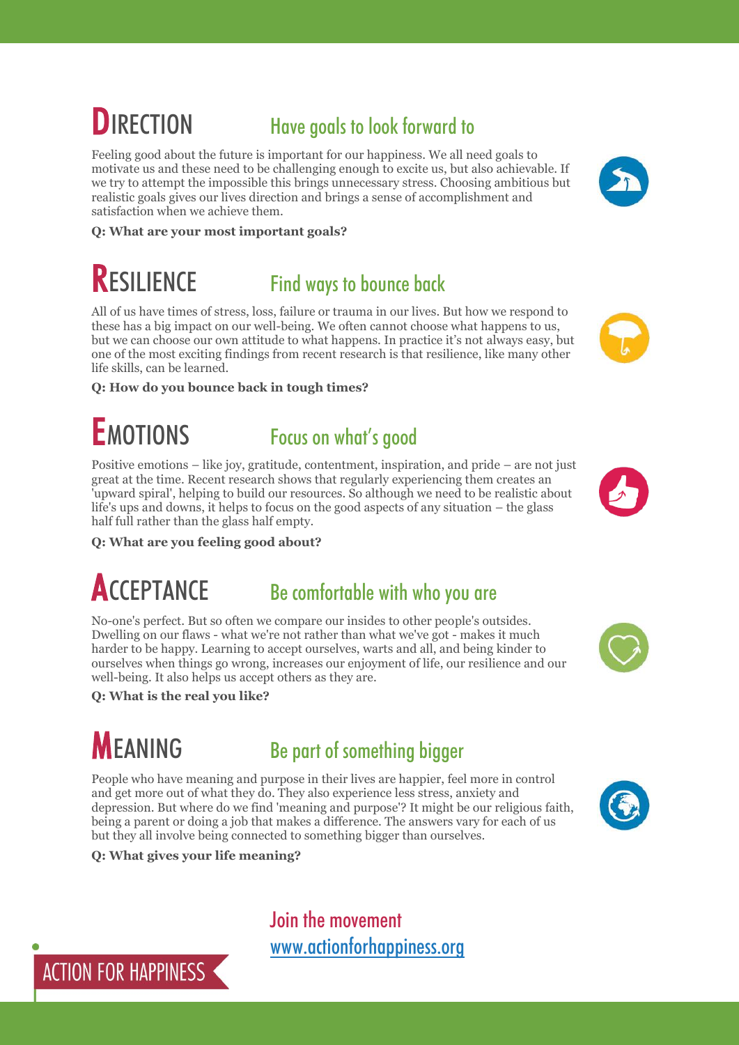## DIRECTION — Have goals to look forward to

Feeling good about the future is important for our happiness. We all need goals to motivate us and these need to be challenging enough to excite us, but also achievable. If we try to attempt the impossible this brings unnecessary stress. Choosing ambitious but realistic goals gives our lives direction and brings a sense of accomplishment and satisfaction when we achieve them.

**Q: What are your most important goals?**

## RESILIENCE — Find ways to bounce back

All of us have times of stress, loss, failure or trauma in our lives. But how we respond to these has a big impact on our well-being. We often cannot choose what happens to us, but we can choose our own attitude to what happens. In practice it's not always easy, but one of the most exciting findings from recent research is that resilience, like many other life skills, can be learned.

**Q: How do you bounce back in tough times?**

## EMOTIONS — Focus on what's good

Positive emotions – like joy, gratitude, contentment, inspiration, and pride – are not just great at the time. Recent research shows that regularly experiencing them creates an 'upward spiral', helping to build our resources. So although we need to be realistic about life's ups and downs, it helps to focus on the good aspects of any situation – the glass half full rather than the glass half empty.

**Q: What are you feeling good about?**

## ACCEPTANCE — Be comfortable with who you are

No-one's perfect. But so often we compare our insides to other people's outsides. Dwelling on our flaws - what we're not rather than what we've got - makes it much harder to be happy. Learning to accept ourselves, warts and all, and being kinder to ourselves when things go wrong, increases our enjoyment of life, our resilience and our well-being. It also helps us accept others as they are.

**Q: What is the real you like?**

## MEANING — Be part of something bigger

People who have meaning and purpose in their lives are happier, feel more in control and get more out of what they do. They also experience less stress, anxiety and depression. But where do we find 'meaning and purpose'? It might be our religious faith, being a parent or doing a job that makes a difference. The answers vary for each of us but they all involve being connected to something bigger than ourselves.

**Q: What gives your life meaning?**

Join the movement
www.actionforhappiness.org

ACTION FOR HAPPINESS